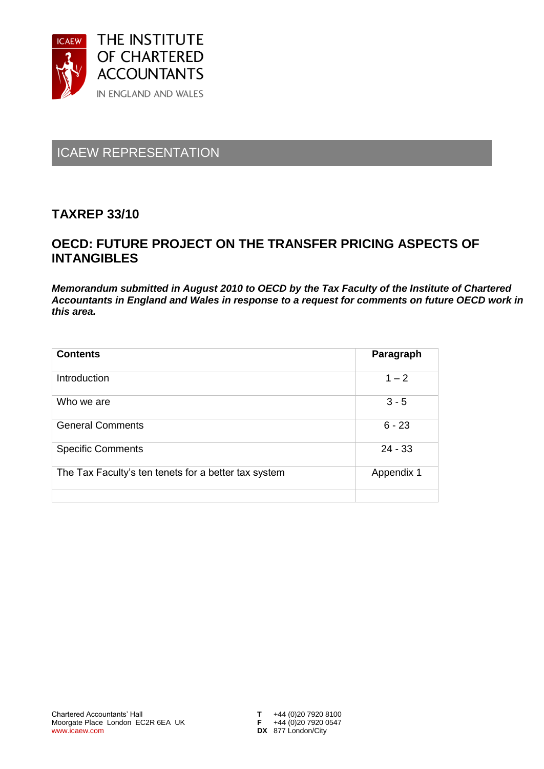THE INSTITUTE OF CHARTERED ACCOUNTANTS IN ENGLAND AND WALES

ICAEW REPRESENTATION

# TAXREP 33/10

# OECD: FUTURE PROJECT ON THE TRANSFER PRICING ASPECTS OF INTANGIBLES

***Memorandum submitted in August 2010 to OECD by the Tax Faculty of the Institute of Chartered Accountants in England and Wales in response to a request for comments on future OECD work in this area.***

| **Contents** | **Paragraph** |
|---|---|
| Introduction | 1 – 2 |
| Who we are | 3 - 5 |
| General Comments | 6 - 23 |
| Specific Comments | 24 - 33 |
| The Tax Faculty's ten tenets for a better tax system | Appendix 1 |
| | |

Chartered Accountants' Hall
Moorgate Place London EC2R 6EA UK
www.icaew.com

**T** +44 (0)20 7920 8100
**F** +44 (0)20 7920 0547
**DX** 877 London/City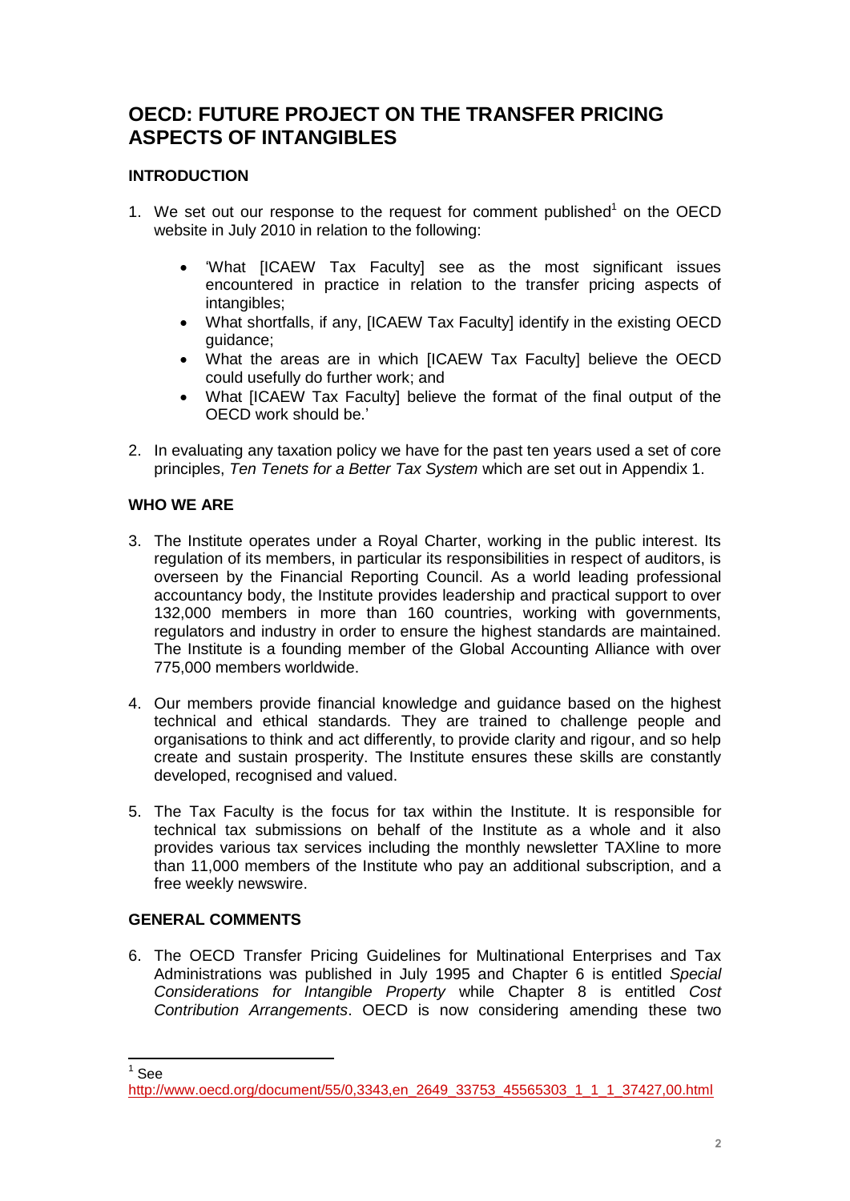# OECD: FUTURE PROJECT ON THE TRANSFER PRICING ASPECTS OF INTANGIBLES

## INTRODUCTION

1. We set out our response to the request for comment published[1] on the OECD website in July 2010 in relation to the following:

   - 'What [ICAEW Tax Faculty] see as the most significant issues encountered in practice in relation to the transfer pricing aspects of intangibles;
   - What shortfalls, if any, [ICAEW Tax Faculty] identify in the existing OECD guidance;
   - What the areas are in which [ICAEW Tax Faculty] believe the OECD could usefully do further work; and
   - What [ICAEW Tax Faculty] believe the format of the final output of the OECD work should be.'

2. In evaluating any taxation policy we have for the past ten years used a set of core principles, *Ten Tenets for a Better Tax System* which are set out in Appendix 1.

## WHO WE ARE

3. The Institute operates under a Royal Charter, working in the public interest. Its regulation of its members, in particular its responsibilities in respect of auditors, is overseen by the Financial Reporting Council. As a world leading professional accountancy body, the Institute provides leadership and practical support to over 132,000 members in more than 160 countries, working with governments, regulators and industry in order to ensure the highest standards are maintained. The Institute is a founding member of the Global Accounting Alliance with over 775,000 members worldwide.

4. Our members provide financial knowledge and guidance based on the highest technical and ethical standards. They are trained to challenge people and organisations to think and act differently, to provide clarity and rigour, and so help create and sustain prosperity. The Institute ensures these skills are constantly developed, recognised and valued.

5. The Tax Faculty is the focus for tax within the Institute. It is responsible for technical tax submissions on behalf of the Institute as a whole and it also provides various tax services including the monthly newsletter TAXline to more than 11,000 members of the Institute who pay an additional subscription, and a free weekly newswire.

## GENERAL COMMENTS

6. The OECD Transfer Pricing Guidelines for Multinational Enterprises and Tax Administrations was published in July 1995 and Chapter 6 is entitled *Special Considerations for Intangible Property* while Chapter 8 is entitled *Cost Contribution Arrangements*. OECD is now considering amending these two

---

[1] See http://www.oecd.org/document/55/0,3343,en_2649_33753_45565303_1_1_1_37427,00.html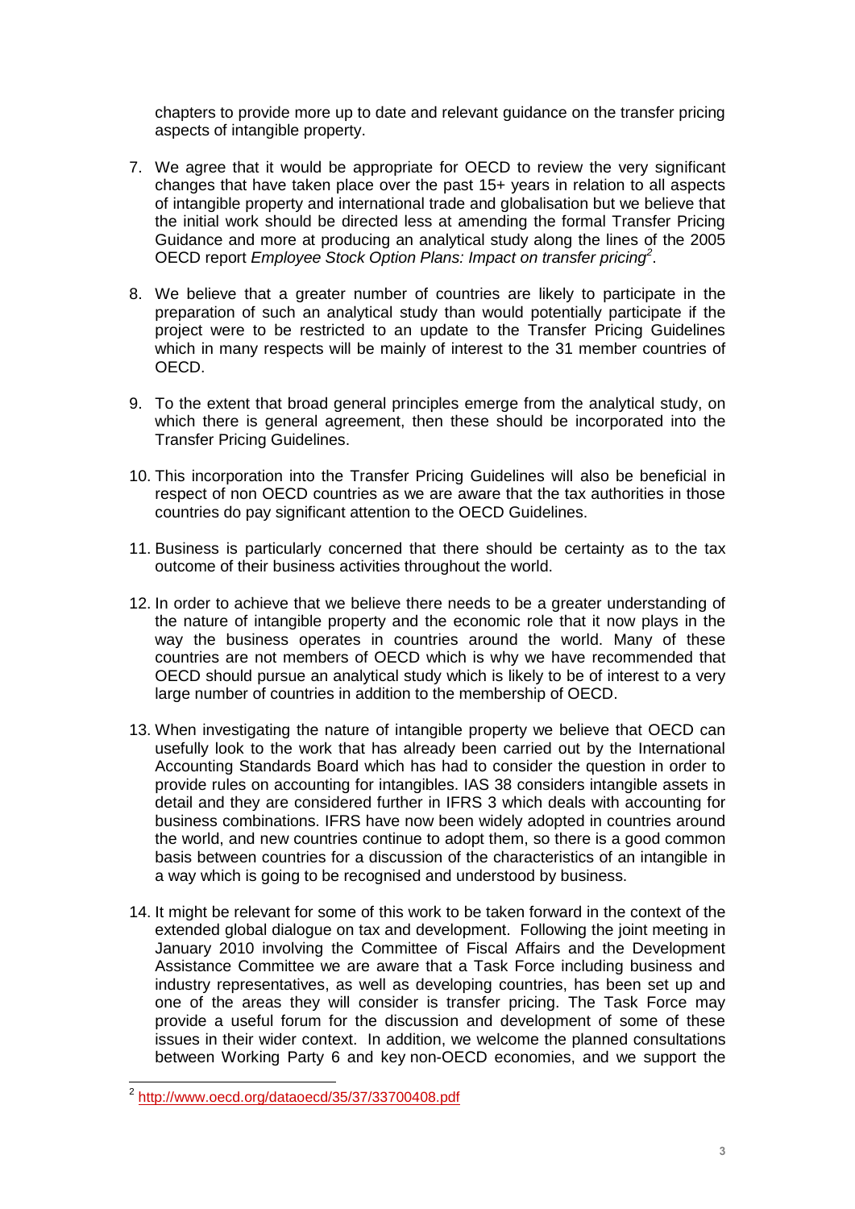chapters to provide more up to date and relevant guidance on the transfer pricing aspects of intangible property.

7. We agree that it would be appropriate for OECD to review the very significant changes that have taken place over the past 15+ years in relation to all aspects of intangible property and international trade and globalisation but we believe that the initial work should be directed less at amending the formal Transfer Pricing Guidance and more at producing an analytical study along the lines of the 2005 OECD report *Employee Stock Option Plans: Impact on transfer pricing*[2].

8. We believe that a greater number of countries are likely to participate in the preparation of such an analytical study than would potentially participate if the project were to be restricted to an update to the Transfer Pricing Guidelines which in many respects will be mainly of interest to the 31 member countries of OECD.

9. To the extent that broad general principles emerge from the analytical study, on which there is general agreement, then these should be incorporated into the Transfer Pricing Guidelines.

10. This incorporation into the Transfer Pricing Guidelines will also be beneficial in respect of non OECD countries as we are aware that the tax authorities in those countries do pay significant attention to the OECD Guidelines.

11. Business is particularly concerned that there should be certainty as to the tax outcome of their business activities throughout the world.

12. In order to achieve that we believe there needs to be a greater understanding of the nature of intangible property and the economic role that it now plays in the way the business operates in countries around the world. Many of these countries are not members of OECD which is why we have recommended that OECD should pursue an analytical study which is likely to be of interest to a very large number of countries in addition to the membership of OECD.

13. When investigating the nature of intangible property we believe that OECD can usefully look to the work that has already been carried out by the International Accounting Standards Board which has had to consider the question in order to provide rules on accounting for intangibles. IAS 38 considers intangible assets in detail and they are considered further in IFRS 3 which deals with accounting for business combinations. IFRS have now been widely adopted in countries around the world, and new countries continue to adopt them, so there is a good common basis between countries for a discussion of the characteristics of an intangible in a way which is going to be recognised and understood by business.

14. It might be relevant for some of this work to be taken forward in the context of the extended global dialogue on tax and development. Following the joint meeting in January 2010 involving the Committee of Fiscal Affairs and the Development Assistance Committee we are aware that a Task Force including business and industry representatives, as well as developing countries, has been set up and one of the areas they will consider is transfer pricing. The Task Force may provide a useful forum for the discussion and development of some of these issues in their wider context. In addition, we welcome the planned consultations between Working Party 6 and key non-OECD economies, and we support the

---

[2] http://www.oecd.org/dataoecd/35/37/33700408.pdf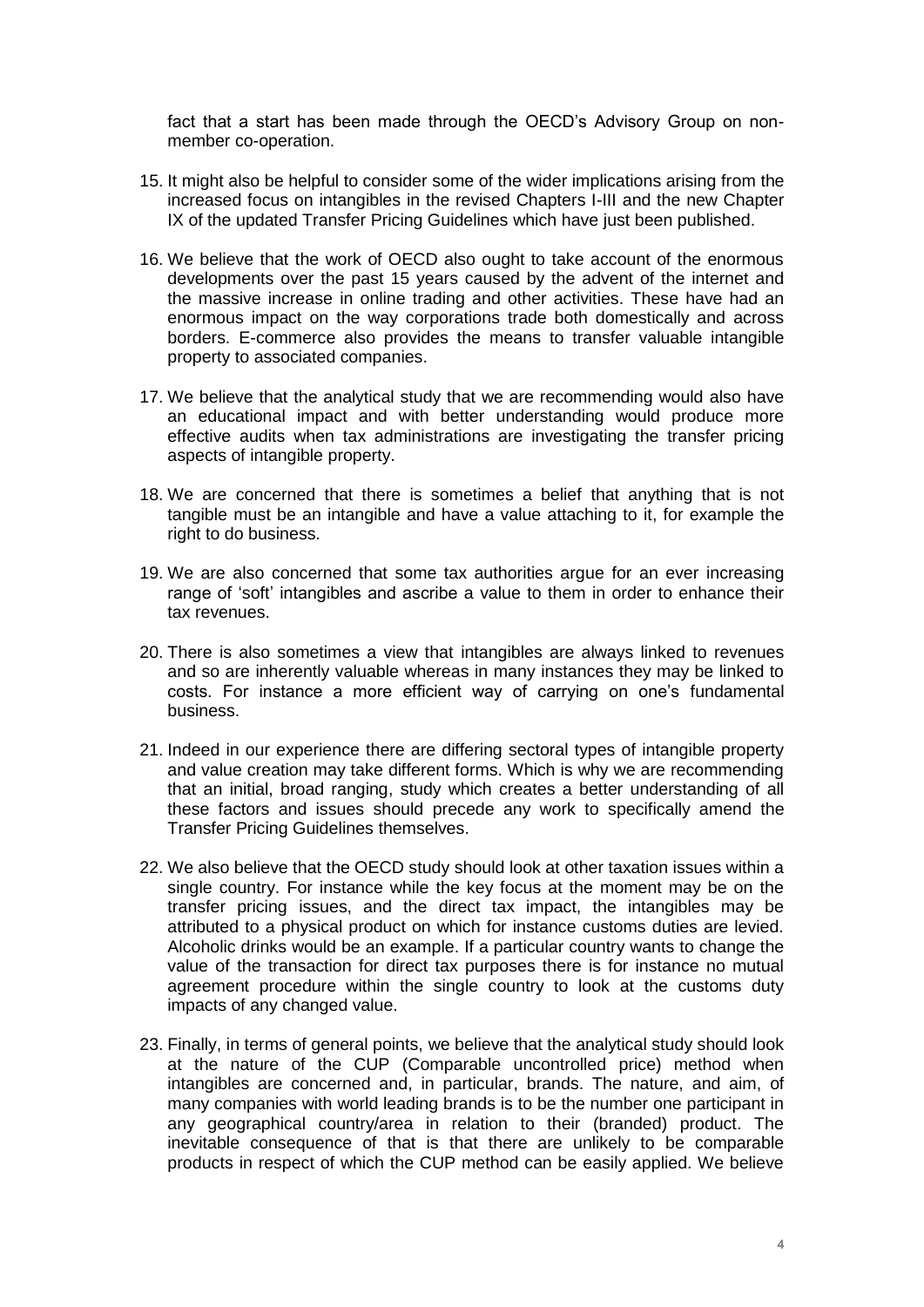fact that a start has been made through the OECD's Advisory Group on non-member co-operation.

15. It might also be helpful to consider some of the wider implications arising from the increased focus on intangibles in the revised Chapters I-III and the new Chapter IX of the updated Transfer Pricing Guidelines which have just been published.

16. We believe that the work of OECD also ought to take account of the enormous developments over the past 15 years caused by the advent of the internet and the massive increase in online trading and other activities. These have had an enormous impact on the way corporations trade both domestically and across borders. E-commerce also provides the means to transfer valuable intangible property to associated companies.

17. We believe that the analytical study that we are recommending would also have an educational impact and with better understanding would produce more effective audits when tax administrations are investigating the transfer pricing aspects of intangible property.

18. We are concerned that there is sometimes a belief that anything that is not tangible must be an intangible and have a value attaching to it, for example the right to do business.

19. We are also concerned that some tax authorities argue for an ever increasing range of 'soft' intangibles and ascribe a value to them in order to enhance their tax revenues.

20. There is also sometimes a view that intangibles are always linked to revenues and so are inherently valuable whereas in many instances they may be linked to costs. For instance a more efficient way of carrying on one's fundamental business.

21. Indeed in our experience there are differing sectoral types of intangible property and value creation may take different forms. Which is why we are recommending that an initial, broad ranging, study which creates a better understanding of all these factors and issues should precede any work to specifically amend the Transfer Pricing Guidelines themselves.

22. We also believe that the OECD study should look at other taxation issues within a single country. For instance while the key focus at the moment may be on the transfer pricing issues, and the direct tax impact, the intangibles may be attributed to a physical product on which for instance customs duties are levied. Alcoholic drinks would be an example. If a particular country wants to change the value of the transaction for direct tax purposes there is for instance no mutual agreement procedure within the single country to look at the customs duty impacts of any changed value.

23. Finally, in terms of general points, we believe that the analytical study should look at the nature of the CUP (Comparable uncontrolled price) method when intangibles are concerned and, in particular, brands. The nature, and aim, of many companies with world leading brands is to be the number one participant in any geographical country/area in relation to their (branded) product. The inevitable consequence of that is that there are unlikely to be comparable products in respect of which the CUP method can be easily applied. We believe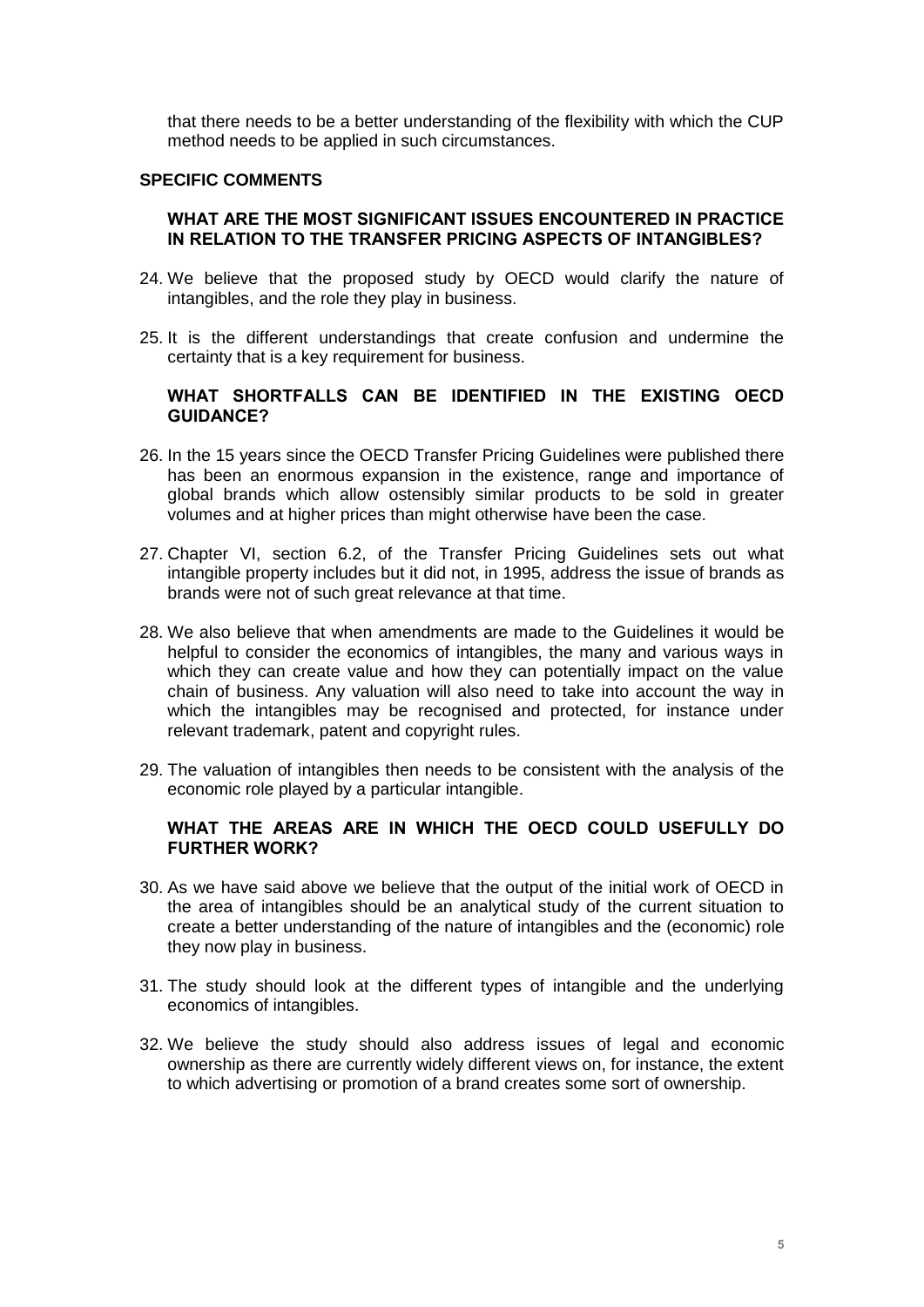that there needs to be a better understanding of the flexibility with which the CUP method needs to be applied in such circumstances.

## SPECIFIC COMMENTS

### WHAT ARE THE MOST SIGNIFICANT ISSUES ENCOUNTERED IN PRACTICE IN RELATION TO THE TRANSFER PRICING ASPECTS OF INTANGIBLES?

24. We believe that the proposed study by OECD would clarify the nature of intangibles, and the role they play in business.

25. It is the different understandings that create confusion and undermine the certainty that is a key requirement for business.

### WHAT SHORTFALLS CAN BE IDENTIFIED IN THE EXISTING OECD GUIDANCE?

26. In the 15 years since the OECD Transfer Pricing Guidelines were published there has been an enormous expansion in the existence, range and importance of global brands which allow ostensibly similar products to be sold in greater volumes and at higher prices than might otherwise have been the case.

27. Chapter VI, section 6.2, of the Transfer Pricing Guidelines sets out what intangible property includes but it did not, in 1995, address the issue of brands as brands were not of such great relevance at that time.

28. We also believe that when amendments are made to the Guidelines it would be helpful to consider the economics of intangibles, the many and various ways in which they can create value and how they can potentially impact on the value chain of business. Any valuation will also need to take into account the way in which the intangibles may be recognised and protected, for instance under relevant trademark, patent and copyright rules.

29. The valuation of intangibles then needs to be consistent with the analysis of the economic role played by a particular intangible.

### WHAT THE AREAS ARE IN WHICH THE OECD COULD USEFULLY DO FURTHER WORK?

30. As we have said above we believe that the output of the initial work of OECD in the area of intangibles should be an analytical study of the current situation to create a better understanding of the nature of intangibles and the (economic) role they now play in business.

31. The study should look at the different types of intangible and the underlying economics of intangibles.

32. We believe the study should also address issues of legal and economic ownership as there are currently widely different views on, for instance, the extent to which advertising or promotion of a brand creates some sort of ownership.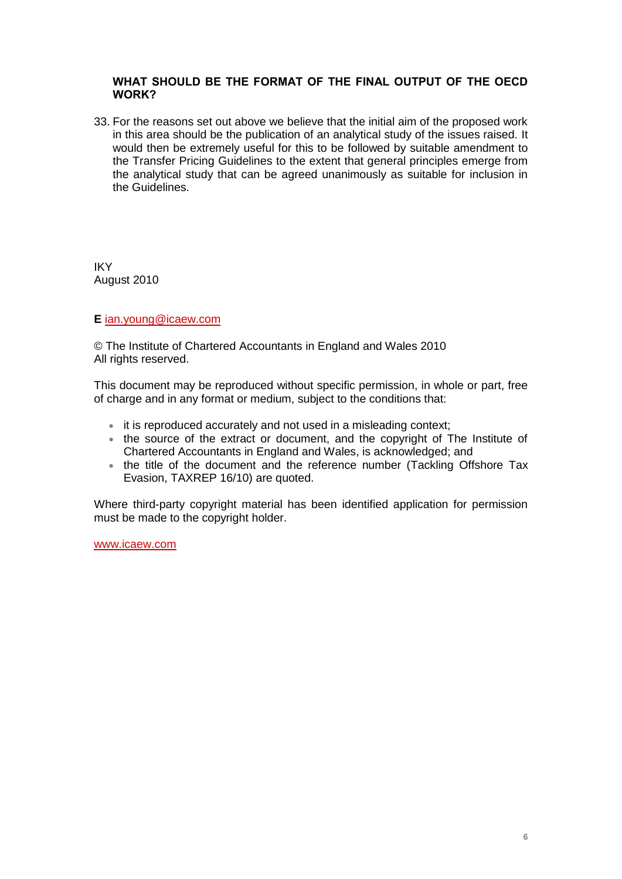## WHAT SHOULD BE THE FORMAT OF THE FINAL OUTPUT OF THE OECD WORK?

33. For the reasons set out above we believe that the initial aim of the proposed work in this area should be the publication of an analytical study of the issues raised. It would then be extremely useful for this to be followed by suitable amendment to the Transfer Pricing Guidelines to the extent that general principles emerge from the analytical study that can be agreed unanimously as suitable for inclusion in the Guidelines.

IKY
August 2010

**E** ian.young@icaew.com

© The Institute of Chartered Accountants in England and Wales 2010
All rights reserved.

This document may be reproduced without specific permission, in whole or part, free of charge and in any format or medium, subject to the conditions that:

- it is reproduced accurately and not used in a misleading context;
- the source of the extract or document, and the copyright of The Institute of Chartered Accountants in England and Wales, is acknowledged; and
- the title of the document and the reference number (Tackling Offshore Tax Evasion, TAXREP 16/10) are quoted.

Where third-party copyright material has been identified application for permission must be made to the copyright holder.

www.icaew.com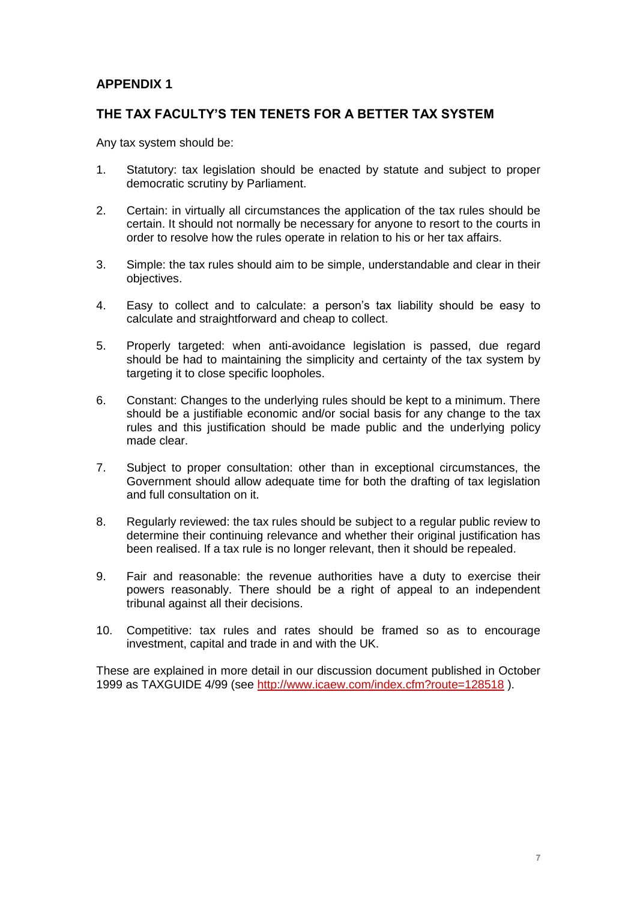## APPENDIX 1

## THE TAX FACULTY'S TEN TENETS FOR A BETTER TAX SYSTEM

Any tax system should be:

1. Statutory: tax legislation should be enacted by statute and subject to proper democratic scrutiny by Parliament.

2. Certain: in virtually all circumstances the application of the tax rules should be certain. It should not normally be necessary for anyone to resort to the courts in order to resolve how the rules operate in relation to his or her tax affairs.

3. Simple: the tax rules should aim to be simple, understandable and clear in their objectives.

4. Easy to collect and to calculate: a person's tax liability should be easy to calculate and straightforward and cheap to collect.

5. Properly targeted: when anti-avoidance legislation is passed, due regard should be had to maintaining the simplicity and certainty of the tax system by targeting it to close specific loopholes.

6. Constant: Changes to the underlying rules should be kept to a minimum. There should be a justifiable economic and/or social basis for any change to the tax rules and this justification should be made public and the underlying policy made clear.

7. Subject to proper consultation: other than in exceptional circumstances, the Government should allow adequate time for both the drafting of tax legislation and full consultation on it.

8. Regularly reviewed: the tax rules should be subject to a regular public review to determine their continuing relevance and whether their original justification has been realised. If a tax rule is no longer relevant, then it should be repealed.

9. Fair and reasonable: the revenue authorities have a duty to exercise their powers reasonably. There should be a right of appeal to an independent tribunal against all their decisions.

10. Competitive: tax rules and rates should be framed so as to encourage investment, capital and trade in and with the UK.

These are explained in more detail in our discussion document published in October 1999 as TAXGUIDE 4/99 (see http://www.icaew.com/index.cfm?route=128518 ).